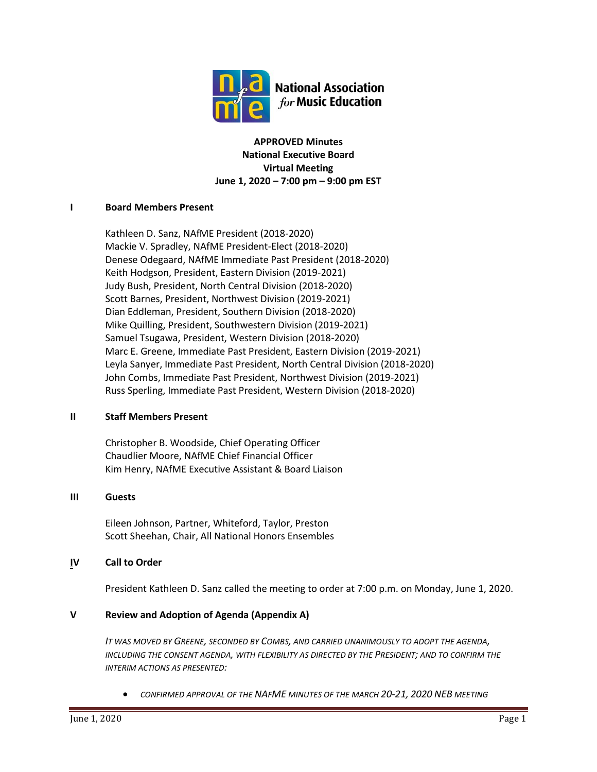National Association *for* Music Education

**APPROVED Minutes**
**National Executive Board**
**Virtual Meeting**
**June 1, 2020 – 7:00 pm – 9:00 pm EST**

## I Board Members Present

Kathleen D. Sanz, NAfME President (2018-2020)
Mackie V. Spradley, NAfME President-Elect (2018-2020)
Denese Odegaard, NAfME Immediate Past President (2018-2020)
Keith Hodgson, President, Eastern Division (2019-2021)
Judy Bush, President, North Central Division (2018-2020)
Scott Barnes, President, Northwest Division (2019-2021)
Dian Eddleman, President, Southern Division (2018-2020)
Mike Quilling, President, Southwestern Division (2019-2021)
Samuel Tsugawa, President, Western Division (2018-2020)
Marc E. Greene, Immediate Past President, Eastern Division (2019-2021)
Leyla Sanyer, Immediate Past President, North Central Division (2018-2020)
John Combs, Immediate Past President, Northwest Division (2019-2021)
Russ Sperling, Immediate Past President, Western Division (2018-2020)

## II Staff Members Present

Christopher B. Woodside, Chief Operating Officer
Chaudlier Moore, NAfME Chief Financial Officer
Kim Henry, NAfME Executive Assistant & Board Liaison

## III Guests

Eileen Johnson, Partner, Whiteford, Taylor, Preston
Scott Sheehan, Chair, All National Honors Ensembles

## IV Call to Order

President Kathleen D. Sanz called the meeting to order at 7:00 p.m. on Monday, June 1, 2020.

## V Review and Adoption of Agenda (Appendix A)

*IT WAS MOVED BY GREENE, SECONDED BY COMBS, AND CARRIED UNANIMOUSLY TO ADOPT THE AGENDA, INCLUDING THE CONSENT AGENDA, WITH FLEXIBILITY AS DIRECTED BY THE PRESIDENT; AND TO CONFIRM THE INTERIM ACTIONS AS PRESENTED:*

- *CONFIRMED APPROVAL OF THE NAFME MINUTES OF THE MARCH 20-21, 2020 NEB MEETING*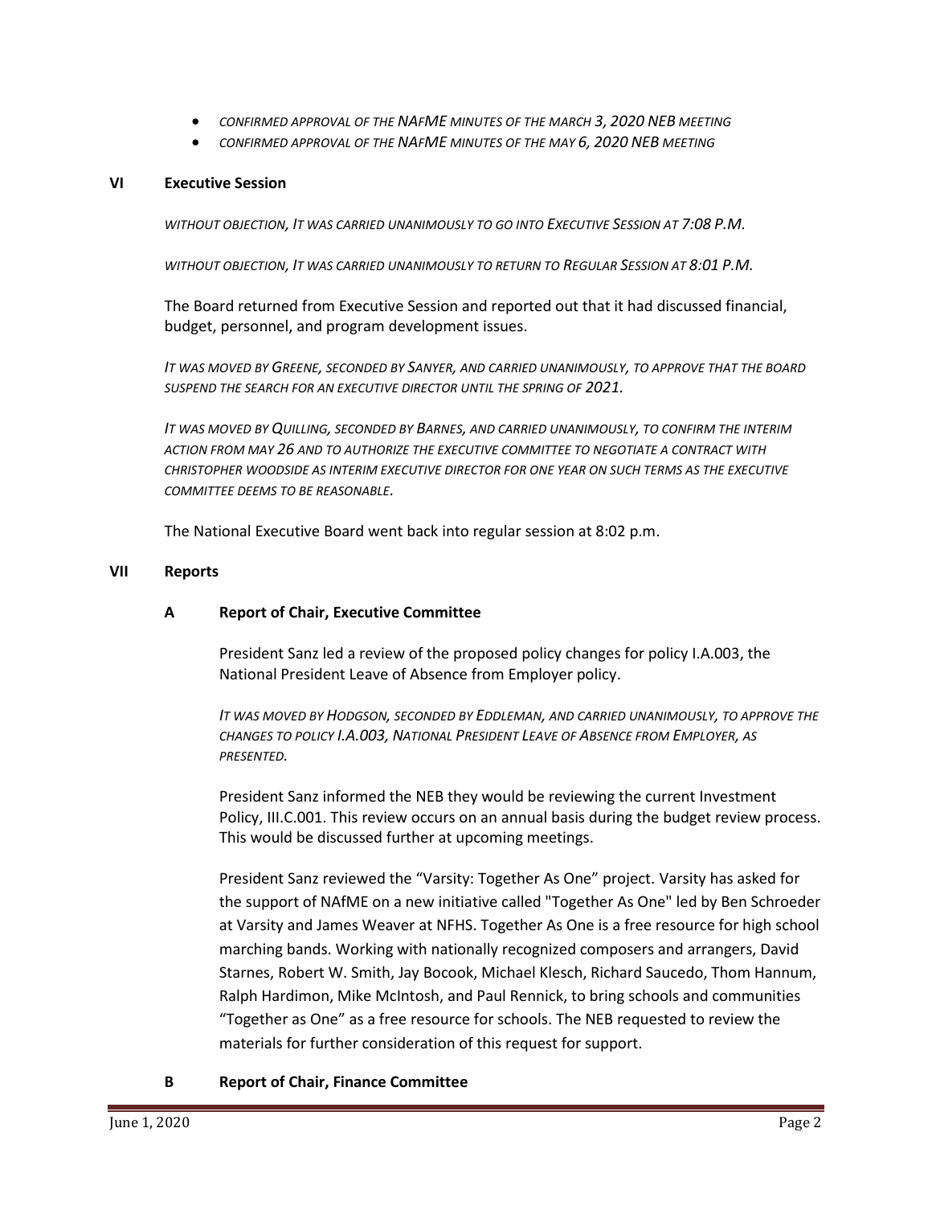- *CONFIRMED APPROVAL OF THE NAFME MINUTES OF THE MARCH 3, 2020 NEB MEETING*
- *CONFIRMED APPROVAL OF THE NAFME MINUTES OF THE MAY 6, 2020 NEB MEETING*

## VI Executive Session

*WITHOUT OBJECTION, IT WAS CARRIED UNANIMOUSLY TO GO INTO EXECUTIVE SESSION AT 7:08 P.M.*

*WITHOUT OBJECTION, IT WAS CARRIED UNANIMOUSLY TO RETURN TO REGULAR SESSION AT 8:01 P.M.*

The Board returned from Executive Session and reported out that it had discussed financial, budget, personnel, and program development issues.

*IT WAS MOVED BY GREENE, SECONDED BY SANYER, AND CARRIED UNANIMOUSLY, TO APPROVE THAT THE BOARD SUSPEND THE SEARCH FOR AN EXECUTIVE DIRECTOR UNTIL THE SPRING OF 2021.*

*IT WAS MOVED BY QUILLING, SECONDED BY BARNES, AND CARRIED UNANIMOUSLY, TO CONFIRM THE INTERIM ACTION FROM MAY 26 AND TO AUTHORIZE THE EXECUTIVE COMMITTEE TO NEGOTIATE A CONTRACT WITH CHRISTOPHER WOODSIDE AS INTERIM EXECUTIVE DIRECTOR FOR ONE YEAR ON SUCH TERMS AS THE EXECUTIVE COMMITTEE DEEMS TO BE REASONABLE.*

The National Executive Board went back into regular session at 8:02 p.m.

## VII Reports

### A Report of Chair, Executive Committee

President Sanz led a review of the proposed policy changes for policy I.A.003, the National President Leave of Absence from Employer policy.

*IT WAS MOVED BY HODGSON, SECONDED BY EDDLEMAN, AND CARRIED UNANIMOUSLY, TO APPROVE THE CHANGES TO POLICY I.A.003, NATIONAL PRESIDENT LEAVE OF ABSENCE FROM EMPLOYER, AS PRESENTED.*

President Sanz informed the NEB they would be reviewing the current Investment Policy, III.C.001. This review occurs on an annual basis during the budget review process. This would be discussed further at upcoming meetings.

President Sanz reviewed the "Varsity: Together As One" project. Varsity has asked for the support of NAfME on a new initiative called "Together As One" led by Ben Schroeder at Varsity and James Weaver at NFHS. Together As One is a free resource for high school marching bands. Working with nationally recognized composers and arrangers, David Starnes, Robert W. Smith, Jay Bocook, Michael Klesch, Richard Saucedo, Thom Hannum, Ralph Hardimon, Mike McIntosh, and Paul Rennick, to bring schools and communities "Together as One" as a free resource for schools. The NEB requested to review the materials for further consideration of this request for support.

### B Report of Chair, Finance Committee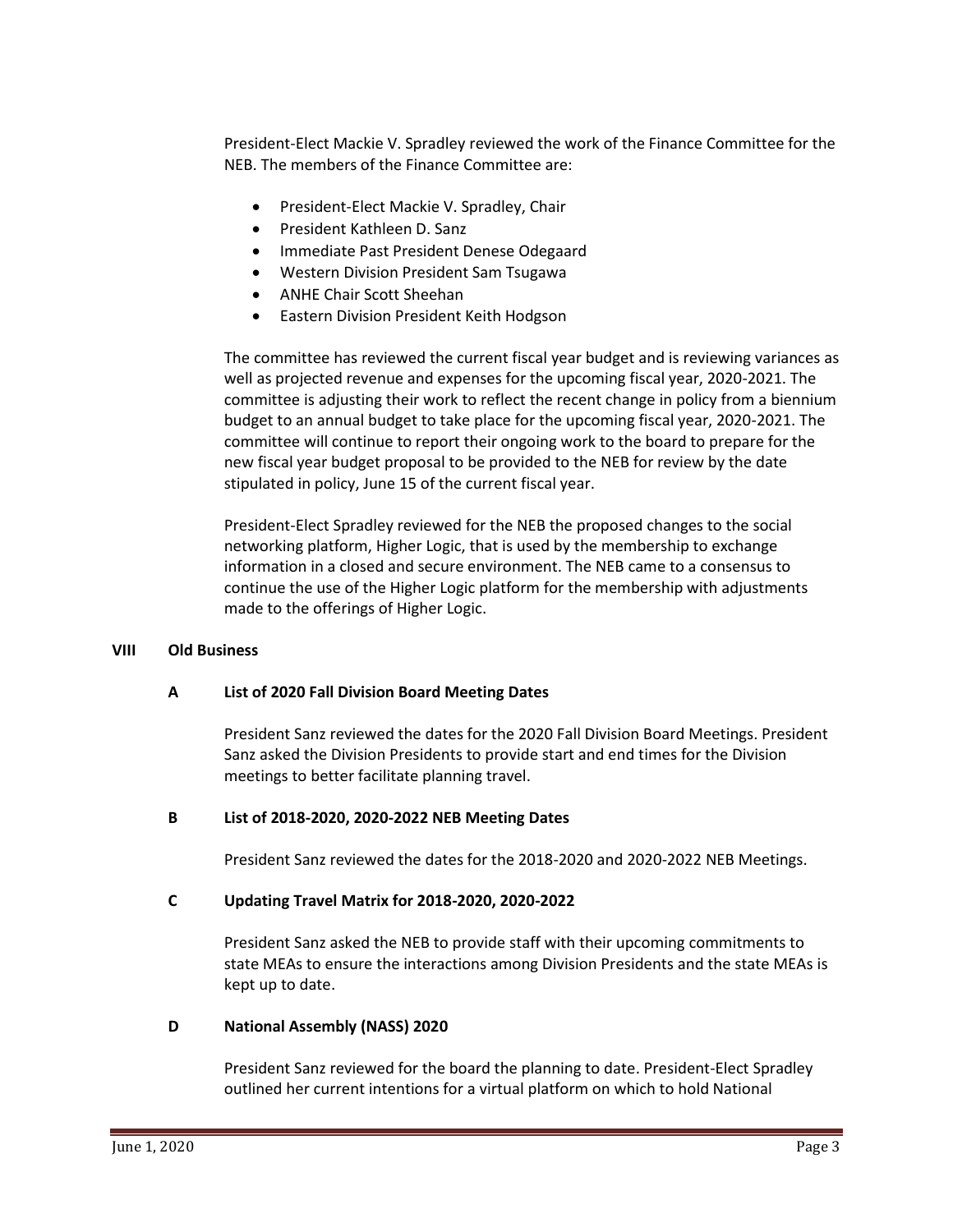President-Elect Mackie V. Spradley reviewed the work of the Finance Committee for the NEB. The members of the Finance Committee are:

- President-Elect Mackie V. Spradley, Chair
- President Kathleen D. Sanz
- Immediate Past President Denese Odegaard
- Western Division President Sam Tsugawa
- ANHE Chair Scott Sheehan
- Eastern Division President Keith Hodgson

The committee has reviewed the current fiscal year budget and is reviewing variances as well as projected revenue and expenses for the upcoming fiscal year, 2020-2021. The committee is adjusting their work to reflect the recent change in policy from a biennium budget to an annual budget to take place for the upcoming fiscal year, 2020-2021. The committee will continue to report their ongoing work to the board to prepare for the new fiscal year budget proposal to be provided to the NEB for review by the date stipulated in policy, June 15 of the current fiscal year.

President-Elect Spradley reviewed for the NEB the proposed changes to the social networking platform, Higher Logic, that is used by the membership to exchange information in a closed and secure environment. The NEB came to a consensus to continue the use of the Higher Logic platform for the membership with adjustments made to the offerings of Higher Logic.

## VIII Old Business

### A List of 2020 Fall Division Board Meeting Dates

President Sanz reviewed the dates for the 2020 Fall Division Board Meetings. President Sanz asked the Division Presidents to provide start and end times for the Division meetings to better facilitate planning travel.

### B List of 2018-2020, 2020-2022 NEB Meeting Dates

President Sanz reviewed the dates for the 2018-2020 and 2020-2022 NEB Meetings.

### C Updating Travel Matrix for 2018-2020, 2020-2022

President Sanz asked the NEB to provide staff with their upcoming commitments to state MEAs to ensure the interactions among Division Presidents and the state MEAs is kept up to date.

### D National Assembly (NASS) 2020

President Sanz reviewed for the board the planning to date. President-Elect Spradley outlined her current intentions for a virtual platform on which to hold National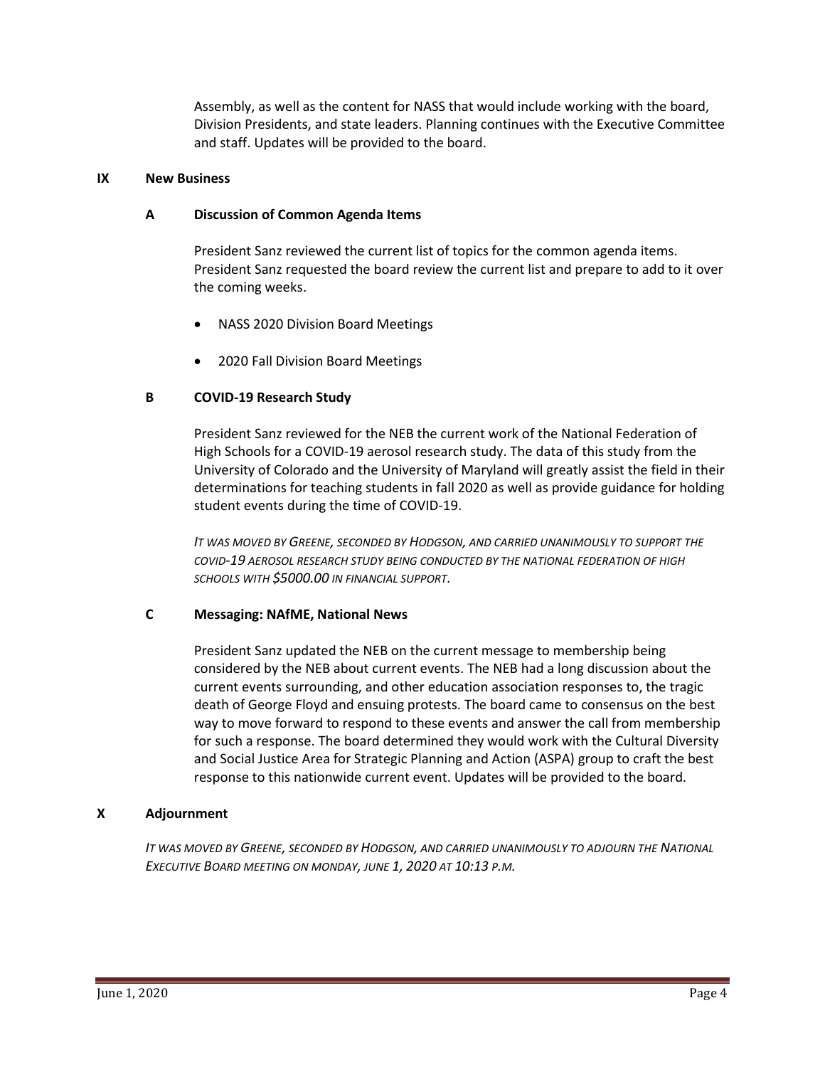Assembly, as well as the content for NASS that would include working with the board, Division Presidents, and state leaders. Planning continues with the Executive Committee and staff. Updates will be provided to the board.

## IX New Business

### A Discussion of Common Agenda Items

President Sanz reviewed the current list of topics for the common agenda items. President Sanz requested the board review the current list and prepare to add to it over the coming weeks.

- NASS 2020 Division Board Meetings
- 2020 Fall Division Board Meetings

### B COVID-19 Research Study

President Sanz reviewed for the NEB the current work of the National Federation of High Schools for a COVID-19 aerosol research study. The data of this study from the University of Colorado and the University of Maryland will greatly assist the field in their determinations for teaching students in fall 2020 as well as provide guidance for holding student events during the time of COVID-19.

*IT WAS MOVED BY GREENE, SECONDED BY HODGSON, AND CARRIED UNANIMOUSLY TO SUPPORT THE COVID-19 AEROSOL RESEARCH STUDY BEING CONDUCTED BY THE NATIONAL FEDERATION OF HIGH SCHOOLS WITH $5000.00 IN FINANCIAL SUPPORT.*

### C Messaging: NAfME, National News

President Sanz updated the NEB on the current message to membership being considered by the NEB about current events. The NEB had a long discussion about the current events surrounding, and other education association responses to, the tragic death of George Floyd and ensuing protests. The board came to consensus on the best way to move forward to respond to these events and answer the call from membership for such a response. The board determined they would work with the Cultural Diversity and Social Justice Area for Strategic Planning and Action (ASPA) group to craft the best response to this nationwide current event. Updates will be provided to the board.

## X Adjournment

*IT WAS MOVED BY GREENE, SECONDED BY HODGSON, AND CARRIED UNANIMOUSLY TO ADJOURN THE NATIONAL EXECUTIVE BOARD MEETING ON MONDAY, JUNE 1, 2020 AT 10:13 P.M.*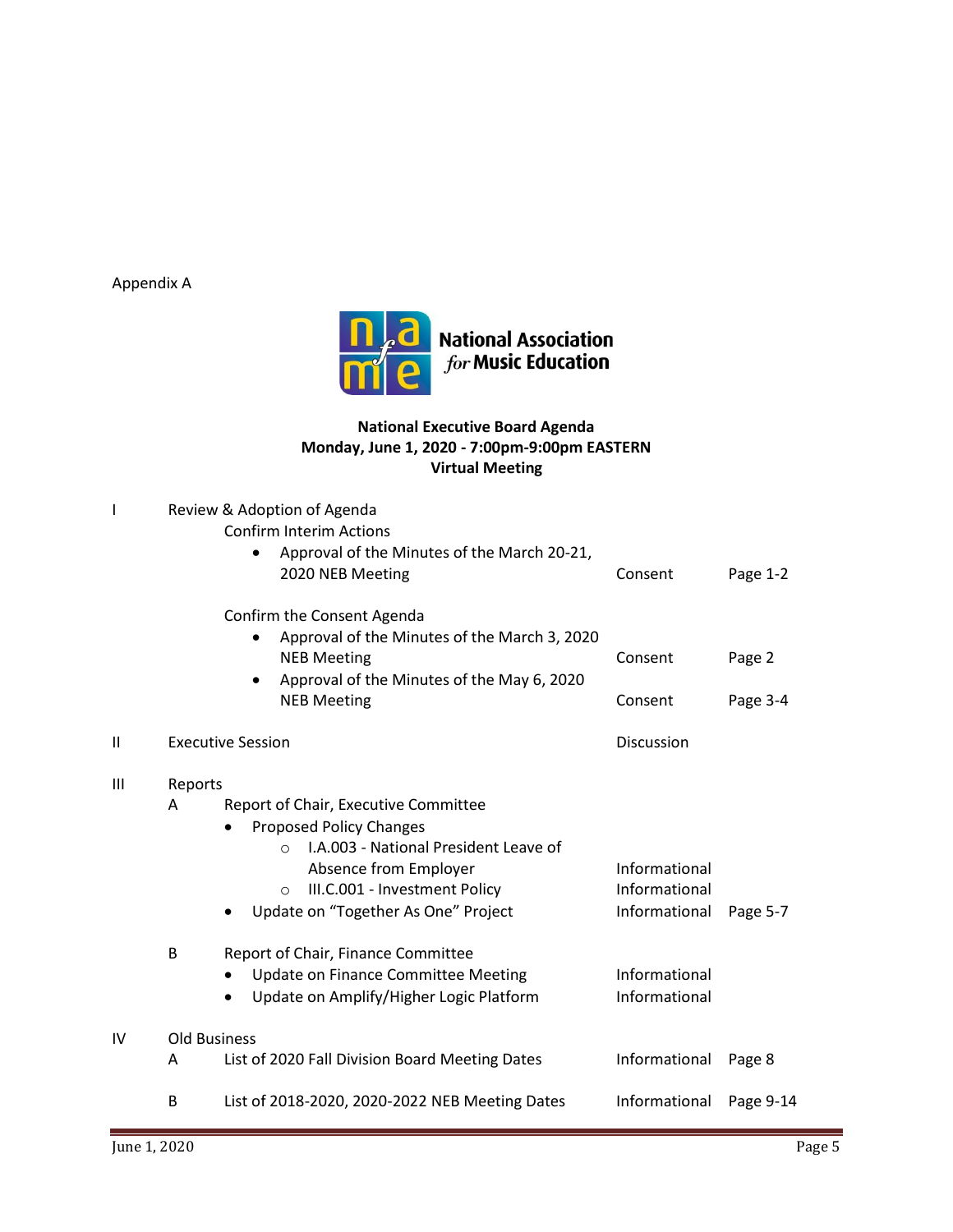Appendix A

National Association *for* Music Education

**National Executive Board Agenda**
**Monday, June 1, 2020 - 7:00pm-9:00pm EASTERN**
**Virtual Meeting**

| | | | | |
|---|---|---|---|---|
| I | | Review & Adoption of Agenda | | |
| | | Confirm Interim Actions | | |
| | | • Approval of the Minutes of the March 20-21, 2020 NEB Meeting | Consent | Page 1-2 |
| | | Confirm the Consent Agenda | | |
| | | • Approval of the Minutes of the March 3, 2020 NEB Meeting | Consent | Page 2 |
| | | • Approval of the Minutes of the May 6, 2020 NEB Meeting | Consent | Page 3-4 |
| II | | Executive Session | Discussion | |
| III | | Reports | | |
| | A | Report of Chair, Executive Committee | | |
| | | • Proposed Policy Changes | | |
| | | ○ I.A.003 - National President Leave of Absence from Employer | Informational | |
| | | ○ III.C.001 - Investment Policy | Informational | |
| | | • Update on "Together As One" Project | Informational | Page 5-7 |
| | B | Report of Chair, Finance Committee | | |
| | | • Update on Finance Committee Meeting | Informational | |
| | | • Update on Amplify/Higher Logic Platform | Informational | |
| IV | | Old Business | | |
| | A | List of 2020 Fall Division Board Meeting Dates | Informational | Page 8 |
| | B | List of 2018-2020, 2020-2022 NEB Meeting Dates | Informational | Page 9-14 |

June 1, 2020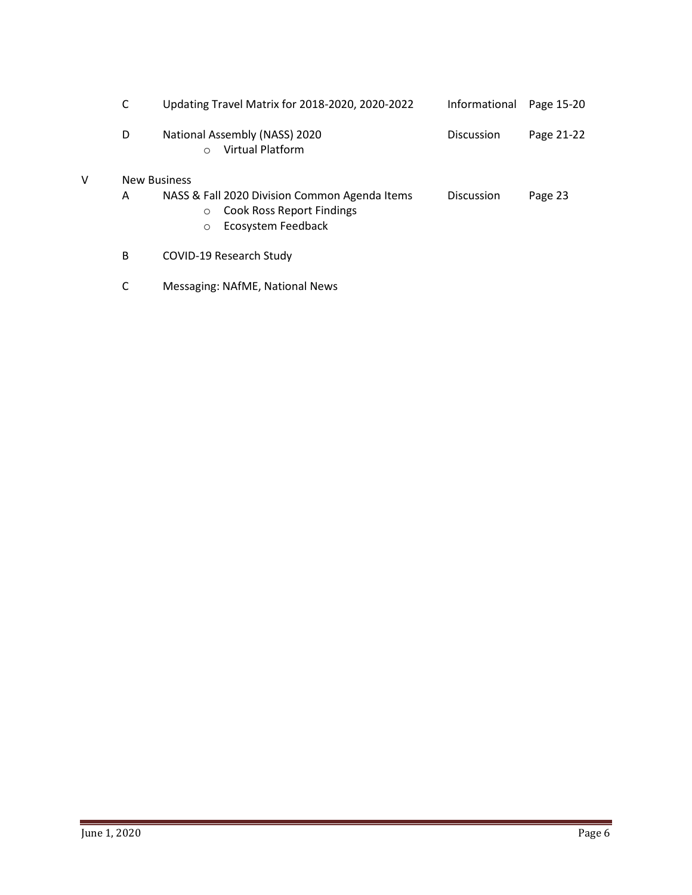| | | | | |
|---|---|---|---|---|
| | C | Updating Travel Matrix for 2018-2020, 2020-2022 | Informational | Page 15-20 |
| | D | National Assembly (NASS) 2020<br>o Virtual Platform | Discussion | Page 21-22 |
| V | | New Business | | |
| | A | NASS & Fall 2020 Division Common Agenda Items<br>o Cook Ross Report Findings<br>o Ecosystem Feedback | Discussion | Page 23 |
| | B | COVID-19 Research Study | | |
| | C | Messaging: NAfME, National News | | |